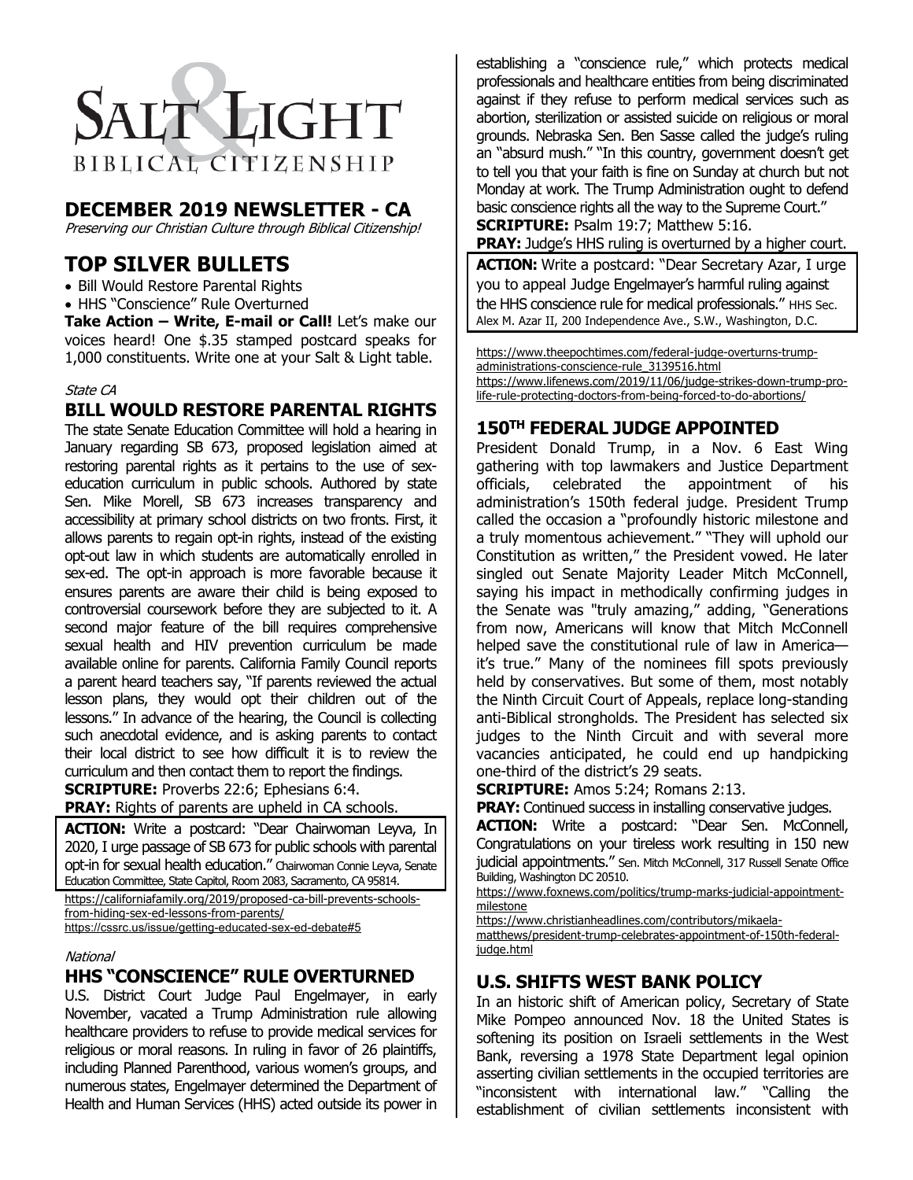# SALT & LIGHT

BIBLICAL CITIZENSHIP

## DECEMBER 2019 NEWSLETTER - CA

*Preserving our Christian Culture through Biblical Citizenship!*

## TOP SILVER BULLETS

- Bill Would Restore Parental Rights
- HHS "Conscience" Rule Overturned

**Take Action – Write, E-mail or Call!** Let's make our voices heard! One $.35 stamped postcard speaks for 1,000 constituents. Write one at your Salt & Light table.

*State CA*

### BILL WOULD RESTORE PARENTAL RIGHTS

The state Senate Education Committee will hold a hearing in January regarding SB 673, proposed legislation aimed at restoring parental rights as it pertains to the use of sex-education curriculum in public schools. Authored by state Sen. Mike Morell, SB 673 increases transparency and accessibility at primary school districts on two fronts. First, it allows parents to regain opt-in rights, instead of the existing opt-out law in which students are automatically enrolled in sex-ed. The opt-in approach is more favorable because it ensures parents are aware their child is being exposed to controversial coursework before they are subjected to it. A second major feature of the bill requires comprehensive sexual health and HIV prevention curriculum be made available online for parents. California Family Council reports a parent heard teachers say, "If parents reviewed the actual lesson plans, they would opt their children out of the lessons." In advance of the hearing, the Council is collecting such anecdotal evidence, and is asking parents to contact their local district to see how difficult it is to review the curriculum and then contact them to report the findings.

**SCRIPTURE:** Proverbs 22:6; Ephesians 6:4.

**PRAY:** Rights of parents are upheld in CA schools.

**ACTION:** Write a postcard: "Dear Chairwoman Leyva, In 2020, I urge passage of SB 673 for public schools with parental opt-in for sexual health education." Chairwoman Connie Leyva, Senate Education Committee, State Capitol, Room 2083, Sacramento, CA 95814.

https://californiafamily.org/2019/proposed-ca-bill-prevents-schools-from-hiding-sex-ed-lessons-from-parents/
https://cssrc.us/issue/getting-educated-sex-ed-debate#5

*National*

### HHS "CONSCIENCE" RULE OVERTURNED

U.S. District Court Judge Paul Engelmayer, in early November, vacated a Trump Administration rule allowing healthcare providers to refuse to provide medical services for religious or moral reasons. In ruling in favor of 26 plaintiffs, including Planned Parenthood, various women's groups, and numerous states, Engelmayer determined the Department of Health and Human Services (HHS) acted outside its power in establishing a "conscience rule," which protects medical professionals and healthcare entities from being discriminated against if they refuse to perform medical services such as abortion, sterilization or assisted suicide on religious or moral grounds. Nebraska Sen. Ben Sasse called the judge's ruling an "absurd mush." "In this country, government doesn't get to tell you that your faith is fine on Sunday at church but not Monday at work. The Trump Administration ought to defend basic conscience rights all the way to the Supreme Court."

**SCRIPTURE:** Psalm 19:7; Matthew 5:16.

**PRAY:** Judge's HHS ruling is overturned by a higher court.

**ACTION:** Write a postcard: "Dear Secretary Azar, I urge you to appeal Judge Engelmayer's harmful ruling against the HHS conscience rule for medical professionals." HHS Sec. Alex M. Azar II, 200 Independence Ave., S.W., Washington, D.C.

https://www.theepochtimes.com/federal-judge-overturns-trump-administrations-conscience-rule_3139516.html
https://www.lifenews.com/2019/11/06/judge-strikes-down-trump-pro-life-rule-protecting-doctors-from-being-forced-to-do-abortions/

### 150TH FEDERAL JUDGE APPOINTED

President Donald Trump, in a Nov. 6 East Wing gathering with top lawmakers and Justice Department officials, celebrated the appointment of his administration's 150th federal judge. President Trump called the occasion a "profoundly historic milestone and a truly momentous achievement." "They will uphold our Constitution as written," the President vowed. He later singled out Senate Majority Leader Mitch McConnell, saying his impact in methodically confirming judges in the Senate was "truly amazing," adding, "Generations from now, Americans will know that Mitch McConnell helped save the constitutional rule of law in America—it's true." Many of the nominees fill spots previously held by conservatives. But some of them, most notably the Ninth Circuit Court of Appeals, replace long-standing anti-Biblical strongholds. The President has selected six judges to the Ninth Circuit and with several more vacancies anticipated, he could end up handpicking one-third of the district's 29 seats.

**SCRIPTURE:** Amos 5:24; Romans 2:13.

**PRAY:** Continued success in installing conservative judges.

**ACTION:** Write a postcard: "Dear Sen. McConnell, Congratulations on your tireless work resulting in 150 new judicial appointments." Sen. Mitch McConnell, 317 Russell Senate Office Building, Washington DC 20510.

https://www.foxnews.com/politics/trump-marks-judicial-appointment-milestone
https://www.christianheadlines.com/contributors/mikaela-matthews/president-trump-celebrates-appointment-of-150th-federal-judge.html

### U.S. SHIFTS WEST BANK POLICY

In an historic shift of American policy, Secretary of State Mike Pompeo announced Nov. 18 the United States is softening its position on Israeli settlements in the West Bank, reversing a 1978 State Department legal opinion asserting civilian settlements in the occupied territories are "inconsistent with international law." "Calling the establishment of civilian settlements inconsistent with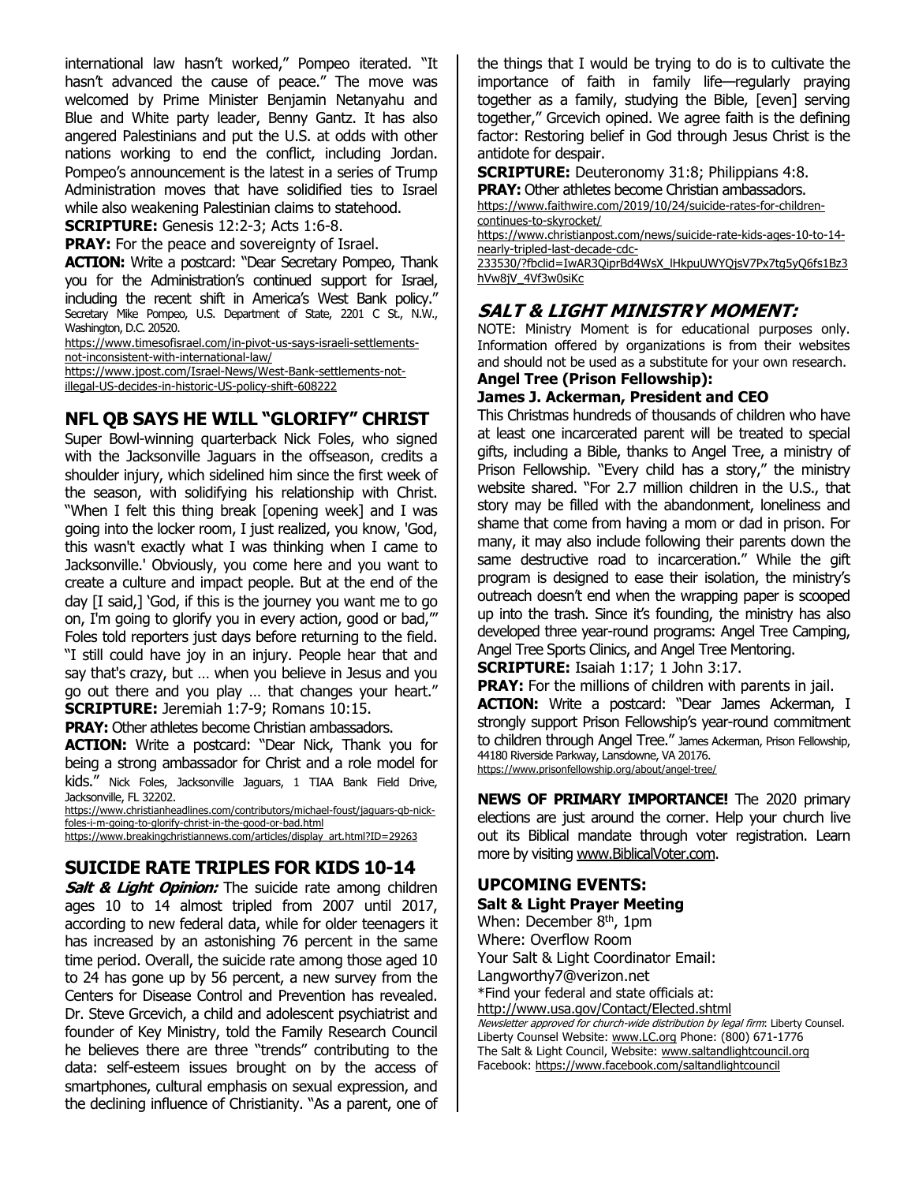international law hasn't worked," Pompeo iterated. "It hasn't advanced the cause of peace." The move was welcomed by Prime Minister Benjamin Netanyahu and Blue and White party leader, Benny Gantz. It has also angered Palestinians and put the U.S. at odds with other nations working to end the conflict, including Jordan. Pompeo's announcement is the latest in a series of Trump Administration moves that have solidified ties to Israel while also weakening Palestinian claims to statehood.

**SCRIPTURE:** Genesis 12:2-3; Acts 1:6-8.

**PRAY:** For the peace and sovereignty of Israel.

**ACTION:** Write a postcard: "Dear Secretary Pompeo, Thank you for the Administration's continued support for Israel, including the recent shift in America's West Bank policy." Secretary Mike Pompeo, U.S. Department of State, 2201 C St., N.W., Washington, D.C. 20520.

https://www.timesofisrael.com/in-pivot-us-says-israeli-settlements-not-inconsistent-with-international-law/
https://www.jpost.com/Israel-News/West-Bank-settlements-not-illegal-US-decides-in-historic-US-policy-shift-608222

## NFL QB SAYS HE WILL "GLORIFY" CHRIST

Super Bowl-winning quarterback Nick Foles, who signed with the Jacksonville Jaguars in the offseason, credits a shoulder injury, which sidelined him since the first week of the season, with solidifying his relationship with Christ. "When I felt this thing break [opening week] and I was going into the locker room, I just realized, you know, 'God, this wasn't exactly what I was thinking when I came to Jacksonville.' Obviously, you come here and you want to create a culture and impact people. But at the end of the day [I said,] 'God, if this is the journey you want me to go on, I'm going to glorify you in every action, good or bad,'" Foles told reporters just days before returning to the field. "I still could have joy in an injury. People hear that and say that's crazy, but … when you believe in Jesus and you go out there and you play … that changes your heart."

**SCRIPTURE:** Jeremiah 1:7-9; Romans 10:15.

**PRAY:** Other athletes become Christian ambassadors.

**ACTION:** Write a postcard: "Dear Nick, Thank you for being a strong ambassador for Christ and a role model for kids." Nick Foles, Jacksonville Jaguars, 1 TIAA Bank Field Drive, Jacksonville, FL 32202.

https://www.christianheadlines.com/contributors/michael-foust/jaguars-qb-nick-foles-i-m-going-to-glorify-christ-in-the-good-or-bad.html
https://www.breakingchristiannews.com/articles/display_art.html?ID=29263

## SUICIDE RATE TRIPLES FOR KIDS 10-14

***Salt & Light Opinion:*** The suicide rate among children ages 10 to 14 almost tripled from 2007 until 2017, according to new federal data, while for older teenagers it has increased by an astonishing 76 percent in the same time period. Overall, the suicide rate among those aged 10 to 24 has gone up by 56 percent, a new survey from the Centers for Disease Control and Prevention has revealed. Dr. Steve Grcevich, a child and adolescent psychiatrist and founder of Key Ministry, told the Family Research Council he believes there are three "trends" contributing to the data: self-esteem issues brought on by the access of smartphones, cultural emphasis on sexual expression, and the declining influence of Christianity. "As a parent, one of the things that I would be trying to do is to cultivate the importance of faith in family life—regularly praying together as a family, studying the Bible, [even] serving together," Grcevich opined. We agree faith is the defining factor: Restoring belief in God through Jesus Christ is the antidote for despair.

**SCRIPTURE:** Deuteronomy 31:8; Philippians 4:8.

**PRAY:** Other athletes become Christian ambassadors.

https://www.faithwire.com/2019/10/24/suicide-rates-for-children-continues-to-skyrocket/
https://www.christianpost.com/news/suicide-rate-kids-ages-10-to-14-nearly-tripled-last-decade-cdc-233530/?fbclid=IwAR3QiprBd4WsX_lHkpuUWYQjsV7Px7tg5yQ6fs1Bz3hVw8jV_4Vf3w0siKc

## *SALT & LIGHT MINISTRY MOMENT:*

NOTE: Ministry Moment is for educational purposes only. Information offered by organizations is from their websites and should not be used as a substitute for your own research.

**Angel Tree (Prison Fellowship):**
**James J. Ackerman, President and CEO**

This Christmas hundreds of thousands of children who have at least one incarcerated parent will be treated to special gifts, including a Bible, thanks to Angel Tree, a ministry of Prison Fellowship. "Every child has a story," the ministry website shared. "For 2.7 million children in the U.S., that story may be filled with the abandonment, loneliness and shame that come from having a mom or dad in prison. For many, it may also include following their parents down the same destructive road to incarceration." While the gift program is designed to ease their isolation, the ministry's outreach doesn't end when the wrapping paper is scooped up into the trash. Since it's founding, the ministry has also developed three year-round programs: Angel Tree Camping, Angel Tree Sports Clinics, and Angel Tree Mentoring.

**SCRIPTURE:** Isaiah 1:17; 1 John 3:17.

**PRAY:** For the millions of children with parents in jail.

**ACTION:** Write a postcard: "Dear James Ackerman, I strongly support Prison Fellowship's year-round commitment to children through Angel Tree." James Ackerman, Prison Fellowship, 44180 Riverside Parkway, Lansdowne, VA 20176.

https://www.prisonfellowship.org/about/angel-tree/

**NEWS OF PRIMARY IMPORTANCE!** The 2020 primary elections are just around the corner. Help your church live out its Biblical mandate through voter registration. Learn more by visiting www.BiblicalVoter.com.

## UPCOMING EVENTS:

**Salt & Light Prayer Meeting**

When: December 8th, 1pm
Where: Overflow Room
Your Salt & Light Coordinator Email:
Langworthy7@verizon.net

*Find your federal and state officials at:
http://www.usa.gov/Contact/Elected.shtml

*Newsletter approved for church-wide distribution by legal firm*: Liberty Counsel.
Liberty Counsel Website: www.LC.org Phone: (800) 671-1776
The Salt & Light Council, Website: www.saltandlightcouncil.org
Facebook: https://www.facebook.com/saltandlightcouncil